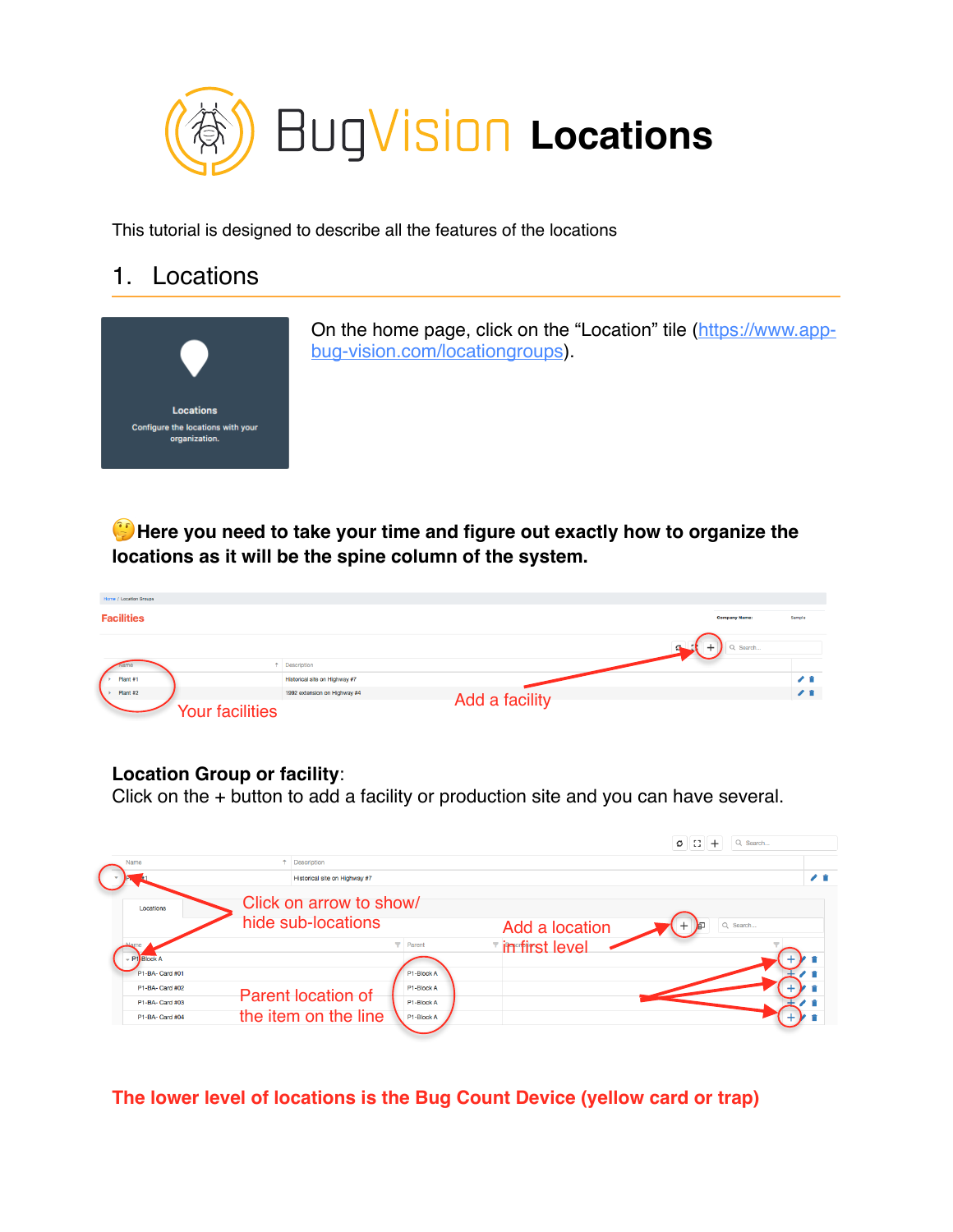# BugVision Locations

This tutorial is designed to describe all the features of the locations

## 1. Locations

On the home page, click on the "Location" tile (https://www.app-bug-vision.com/locationgroups).

🤔 **Here you need to take your time and figure out exactly how to organize the locations as it will be the spine column of the system.**

**Location Group or facility**:
Click on the + button to add a facility or production site and you can have several.

**The lower level of locations is the Bug Count Device (yellow card or trap)**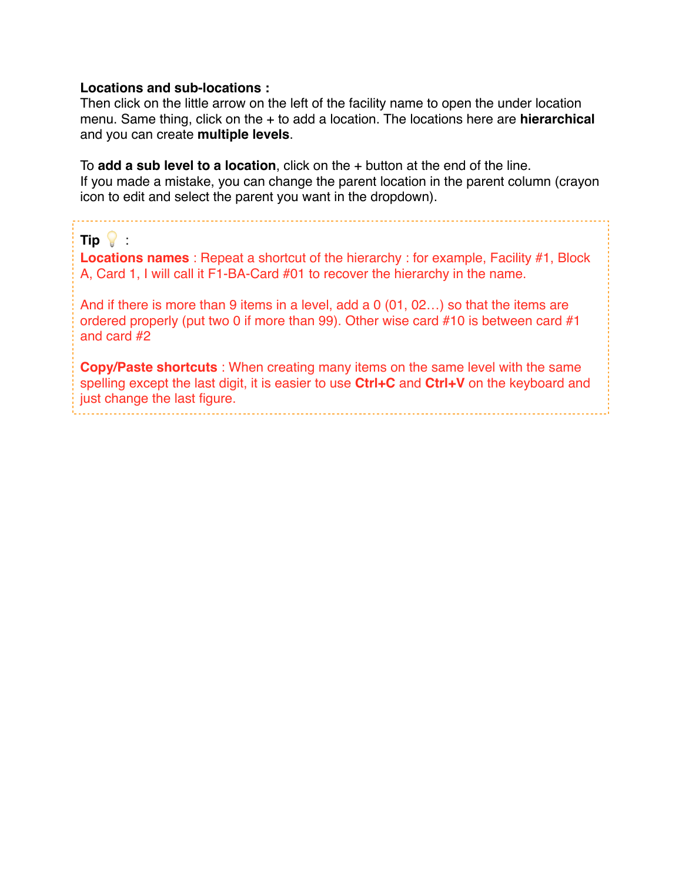**Locations and sub-locations :**
Then click on the little arrow on the left of the facility name to open the under location menu. Same thing, click on the + to add a location. The locations here are **hierarchical** and you can create **multiple levels**.

To **add a sub level to a location**, click on the + button at the end of the line.
If you made a mistake, you can change the parent location in the parent column (crayon icon to edit and select the parent you want in the dropdown).

**Tip** 💡 :

**Locations names** : Repeat a shortcut of the hierarchy : for example, Facility #1, Block A, Card 1, I will call it F1-BA-Card #01 to recover the hierarchy in the name.

And if there is more than 9 items in a level, add a 0 (01, 02…) so that the items are ordered properly (put two 0 if more than 99). Other wise card #10 is between card #1 and card #2

**Copy/Paste shortcuts** : When creating many items on the same level with the same spelling except the last digit, it is easier to use **Ctrl+C** and **Ctrl+V** on the keyboard and just change the last figure.